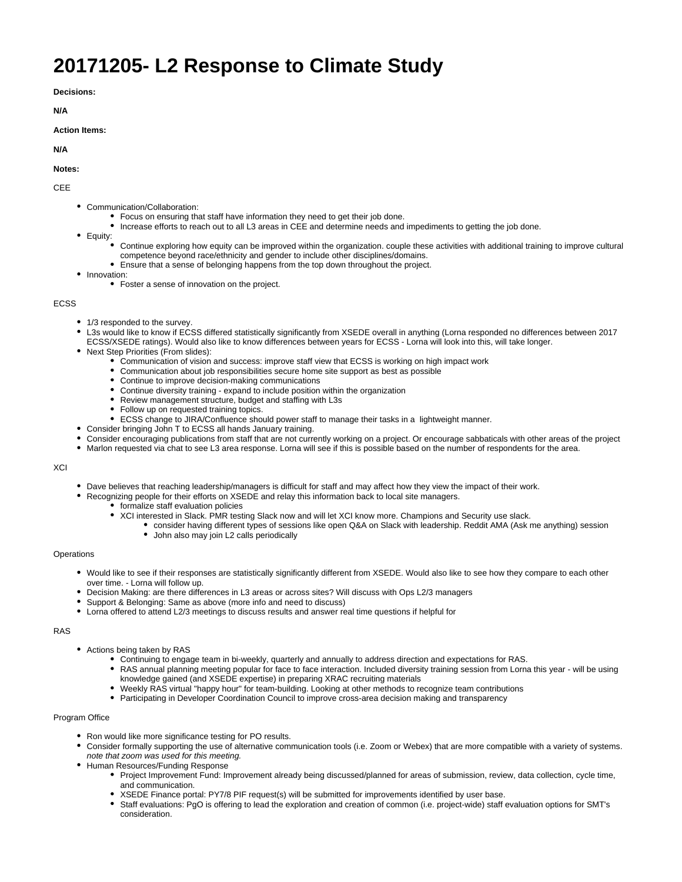# 20171205- L2 Response to Climate Study

**Decisions:**

**N/A**

**Action Items:**

**N/A**

**Notes:**

CEE

- Communication/Collaboration:
  - Focus on ensuring that staff have information they need to get their job done.
  - Increase efforts to reach out to all L3 areas in CEE and determine needs and impediments to getting the job done.
- Equity:
  - Continue exploring how equity can be improved within the organization. couple these activities with additional training to improve cultural competence beyond race/ethnicity and gender to include other disciplines/domains.
  - Ensure that a sense of belonging happens from the top down throughout the project.
- Innovation:
  - Foster a sense of innovation on the project.

ECSS

- 1/3 responded to the survey.
- L3s would like to know if ECSS differed statistically significantly from XSEDE overall in anything (Lorna responded no differences between 2017 ECSS/XSEDE ratings). Would also like to know differences between years for ECSS - Lorna will look into this, will take longer.
- Next Step Priorities (From slides):
  - Communication of vision and success: improve staff view that ECSS is working on high impact work
  - Communication about job responsibilities secure home site support as best as possible
  - Continue to improve decision-making communications
  - Continue diversity training - expand to include position within the organization
  - Review management structure, budget and staffing with L3s
  - Follow up on requested training topics.
  - ECSS change to JIRA/Confluence should power staff to manage their tasks in a lightweight manner.
- Consider bringing John T to ECSS all hands January training.
- Consider encouraging publications from staff that are not currently working on a project. Or encourage sabbaticals with other areas of the project
- Marlon requested via chat to see L3 area response. Lorna will see if this is possible based on the number of respondents for the area.

XCI

- Dave believes that reaching leadership/managers is difficult for staff and may affect how they view the impact of their work.
- Recognizing people for their efforts on XSEDE and relay this information back to local site managers.
  - formalize staff evaluation policies
  - XCI interested in Slack. PMR testing Slack now and will let XCI know more. Champions and Security use slack.
    - consider having different types of sessions like open Q&A on Slack with leadership. Reddit AMA (Ask me anything) session
    - John also may join L2 calls periodically

Operations

- Would like to see if their responses are statistically significantly different from XSEDE. Would also like to see how they compare to each other over time. - Lorna will follow up.
- Decision Making: are there differences in L3 areas or across sites? Will discuss with Ops L2/3 managers
- Support & Belonging: Same as above (more info and need to discuss)
- Lorna offered to attend L2/3 meetings to discuss results and answer real time questions if helpful for

RAS

- Actions being taken by RAS
  - Continuing to engage team in bi-weekly, quarterly and annually to address direction and expectations for RAS.
  - RAS annual planning meeting popular for face to face interaction. Included diversity training session from Lorna this year - will be using knowledge gained (and XSEDE expertise) in preparing XRAC recruiting materials
  - Weekly RAS virtual "happy hour" for team-building. Looking at other methods to recognize team contributions
  - Participating in Developer Coordination Council to improve cross-area decision making and transparency

Program Office

- Ron would like more significance testing for PO results.
- Consider formally supporting the use of alternative communication tools (i.e. Zoom or Webex) that are more compatible with a variety of systems. *note that zoom was used for this meeting.*
- Human Resources/Funding Response
  - Project Improvement Fund: Improvement already being discussed/planned for areas of submission, review, data collection, cycle time, and communication.
  - XSEDE Finance portal: PY7/8 PIF request(s) will be submitted for improvements identified by user base.
  - Staff evaluations: PgO is offering to lead the exploration and creation of common (i.e. project-wide) staff evaluation options for SMT's consideration.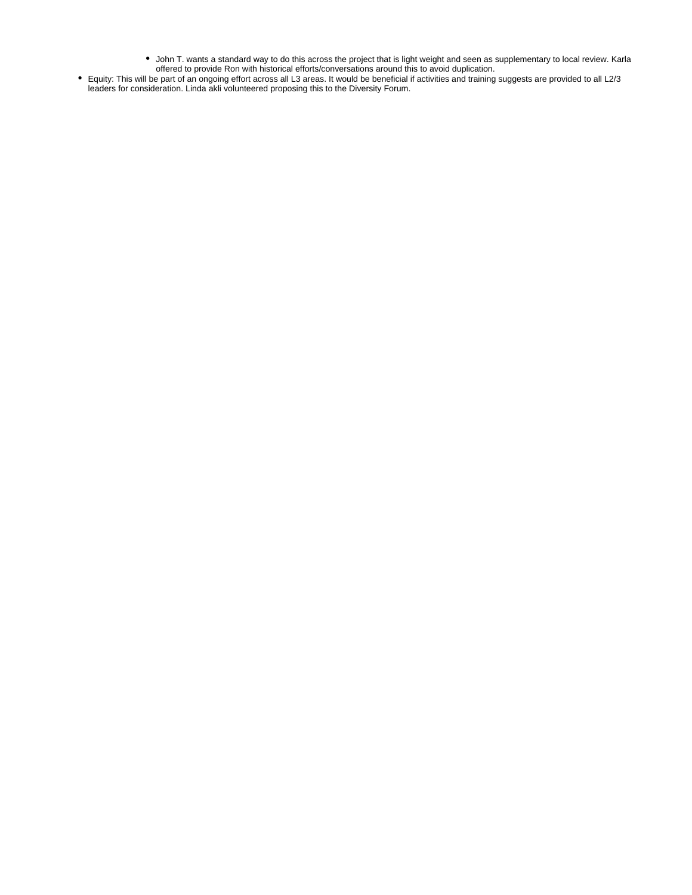- John T. wants a standard way to do this across the project that is light weight and seen as supplementary to local review. Karla offered to provide Ron with historical efforts/conversations around this to avoid duplication.
- Equity: This will be part of an ongoing effort across all L3 areas. It would be beneficial if activities and training suggests are provided to all L2/3 leaders for consideration. Linda akli volunteered proposing this to the Diversity Forum.